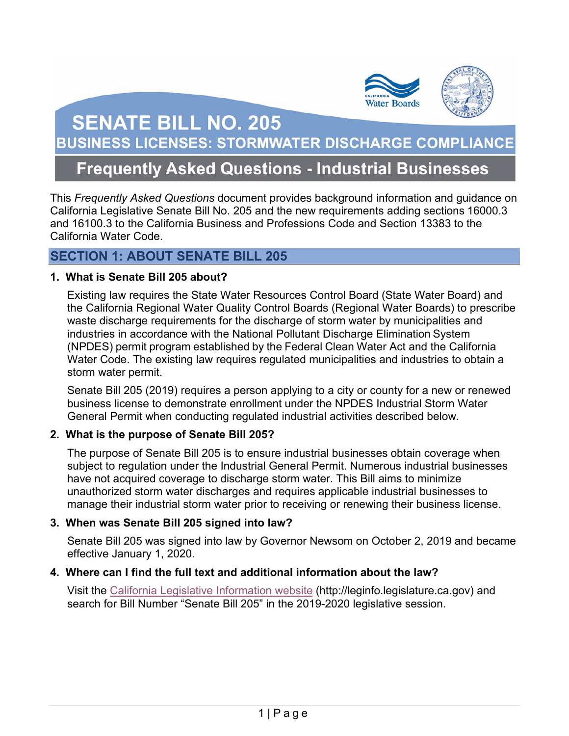# SENATE BILL NO. 205

## BUSINESS LICENSES: STORMWATER DISCHARGE COMPLIANCE

## Frequently Asked Questions - Industrial Businesses

This *Frequently Asked Questions* document provides background information and guidance on California Legislative Senate Bill No. 205 and the new requirements adding sections 16000.3 and 16100.3 to the California Business and Professions Code and Section 13383 to the California Water Code.

## SECTION 1: ABOUT SENATE BILL 205

**1. What is Senate Bill 205 about?**

Existing law requires the State Water Resources Control Board (State Water Board) and the California Regional Water Quality Control Boards (Regional Water Boards) to prescribe waste discharge requirements for the discharge of storm water by municipalities and industries in accordance with the National Pollutant Discharge Elimination System (NPDES) permit program established by the Federal Clean Water Act and the California Water Code. The existing law requires regulated municipalities and industries to obtain a storm water permit.

Senate Bill 205 (2019) requires a person applying to a city or county for a new or renewed business license to demonstrate enrollment under the NPDES Industrial Storm Water General Permit when conducting regulated industrial activities described below.

**2. What is the purpose of Senate Bill 205?**

The purpose of Senate Bill 205 is to ensure industrial businesses obtain coverage when subject to regulation under the Industrial General Permit. Numerous industrial businesses have not acquired coverage to discharge storm water. This Bill aims to minimize unauthorized storm water discharges and requires applicable industrial businesses to manage their industrial storm water prior to receiving or renewing their business license.

**3. When was Senate Bill 205 signed into law?**

Senate Bill 205 was signed into law by Governor Newsom on October 2, 2019 and became effective January 1, 2020.

**4. Where can I find the full text and additional information about the law?**

Visit the California Legislative Information website (http://leginfo.legislature.ca.gov) and search for Bill Number "Senate Bill 205" in the 2019-2020 legislative session.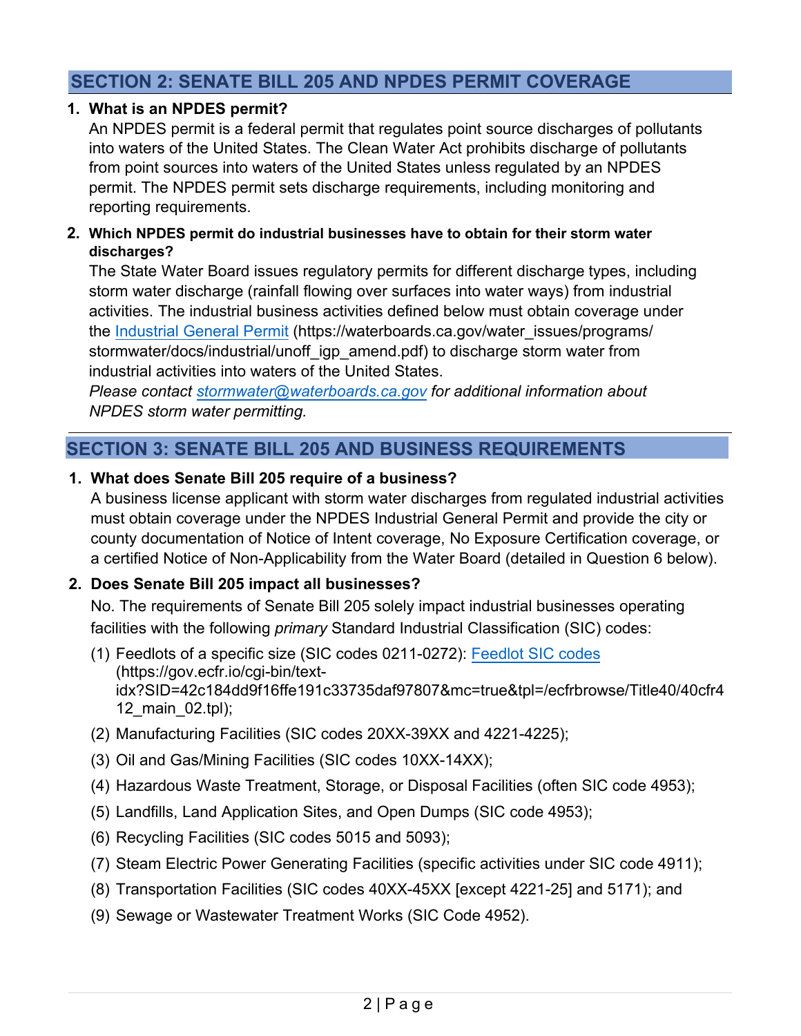## SECTION 2: SENATE BILL 205 AND NPDES PERMIT COVERAGE

1. **What is an NPDES permit?**
   An NPDES permit is a federal permit that regulates point source discharges of pollutants into waters of the United States. The Clean Water Act prohibits discharge of pollutants from point sources into waters of the United States unless regulated by an NPDES permit. The NPDES permit sets discharge requirements, including monitoring and reporting requirements.

2. **Which NPDES permit do industrial businesses have to obtain for their storm water discharges?**
   The State Water Board issues regulatory permits for different discharge types, including storm water discharge (rainfall flowing over surfaces into water ways) from industrial activities. The industrial business activities defined below must obtain coverage under the [Industrial General Permit](https://waterboards.ca.gov/water_issues/programs/stormwater/docs/industrial/unoff_igp_amend.pdf) (https://waterboards.ca.gov/water_issues/programs/stormwater/docs/industrial/unoff_igp_amend.pdf) to discharge storm water from industrial activities into waters of the United States.
   *Please contact [stormwater@waterboards.ca.gov](mailto:stormwater@waterboards.ca.gov) for additional information about NPDES storm water permitting.*

## SECTION 3: SENATE BILL 205 AND BUSINESS REQUIREMENTS

1. **What does Senate Bill 205 require of a business?**
   A business license applicant with storm water discharges from regulated industrial activities must obtain coverage under the NPDES Industrial General Permit and provide the city or county documentation of Notice of Intent coverage, No Exposure Certification coverage, or a certified Notice of Non-Applicability from the Water Board (detailed in Question 6 below).

2. **Does Senate Bill 205 impact all businesses?**
   No. The requirements of Senate Bill 205 solely impact industrial businesses operating facilities with the following *primary* Standard Industrial Classification (SIC) codes:

   (1) Feedlots of a specific size (SIC codes 0211-0272): [Feedlot SIC codes](https://gov.ecfr.io/cgi-bin/text-idx?SID=42c184dd9f16ffe191c33735daf97807&mc=true&tpl=/ecfrbrowse/Title40/40cfr412_main_02.tpl) (https://gov.ecfr.io/cgi-bin/text-idx?SID=42c184dd9f16ffe191c33735daf97807&mc=true&tpl=/ecfrbrowse/Title40/40cfr412_main_02.tpl);

   (2) Manufacturing Facilities (SIC codes 20XX-39XX and 4221-4225);

   (3) Oil and Gas/Mining Facilities (SIC codes 10XX-14XX);

   (4) Hazardous Waste Treatment, Storage, or Disposal Facilities (often SIC code 4953);

   (5) Landfills, Land Application Sites, and Open Dumps (SIC code 4953);

   (6) Recycling Facilities (SIC codes 5015 and 5093);

   (7) Steam Electric Power Generating Facilities (specific activities under SIC code 4911);

   (8) Transportation Facilities (SIC codes 40XX-45XX [except 4221-25] and 5171); and

   (9) Sewage or Wastewater Treatment Works (SIC Code 4952).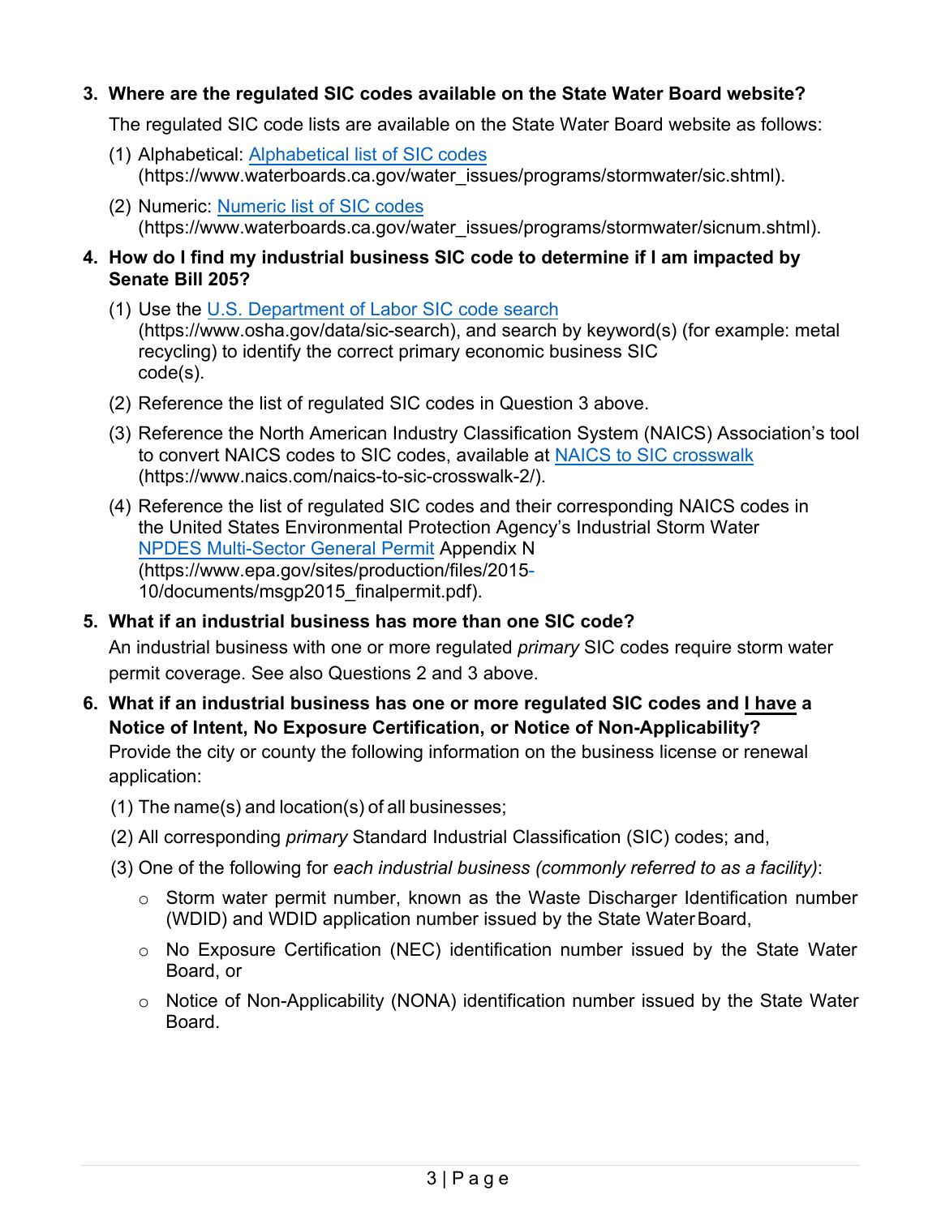3. **Where are the regulated SIC codes available on the State Water Board website?**

   The regulated SIC code lists are available on the State Water Board website as follows:

   (1) Alphabetical: [Alphabetical list of SIC codes](https://www.waterboards.ca.gov/water_issues/programs/stormwater/sic.shtml) (https://www.waterboards.ca.gov/water_issues/programs/stormwater/sic.shtml).

   (2) Numeric: [Numeric list of SIC codes](https://www.waterboards.ca.gov/water_issues/programs/stormwater/sicnum.shtml) (https://www.waterboards.ca.gov/water_issues/programs/stormwater/sicnum.shtml).

4. **How do I find my industrial business SIC code to determine if I am impacted by Senate Bill 205?**

   (1) Use the [U.S. Department of Labor SIC code search](https://www.osha.gov/data/sic-search) (https://www.osha.gov/data/sic-search), and search by keyword(s) (for example: metal recycling) to identify the correct primary economic business SIC code(s).

   (2) Reference the list of regulated SIC codes in Question 3 above.

   (3) Reference the North American Industry Classification System (NAICS) Association's tool to convert NAICS codes to SIC codes, available at [NAICS to SIC crosswalk](https://www.naics.com/naics-to-sic-crosswalk-2/) (https://www.naics.com/naics-to-sic-crosswalk-2/).

   (4) Reference the list of regulated SIC codes and their corresponding NAICS codes in the United States Environmental Protection Agency's Industrial Storm Water [NPDES Multi-Sector General Permit](https://www.epa.gov/sites/production/files/2015-10/documents/msgp2015_finalpermit.pdf) Appendix N (https://www.epa.gov/sites/production/files/2015-10/documents/msgp2015_finalpermit.pdf).

5. **What if an industrial business has more than one SIC code?**

   An industrial business with one or more regulated *primary* SIC codes require storm water permit coverage. See also Questions 2 and 3 above.

6. **What if an industrial business has one or more regulated SIC codes and <u>I have</u> a Notice of Intent, No Exposure Certification, or Notice of Non-Applicability?**

   Provide the city or county the following information on the business license or renewal application:

   (1) The name(s) and location(s) of all businesses;

   (2) All corresponding *primary* Standard Industrial Classification (SIC) codes; and,

   (3) One of the following for *each industrial business (commonly referred to as a facility)*:

   - Storm water permit number, known as the Waste Discharger Identification number (WDID) and WDID application number issued by the State Water Board,
   - No Exposure Certification (NEC) identification number issued by the State Water Board, or
   - Notice of Non-Applicability (NONA) identification number issued by the State Water Board.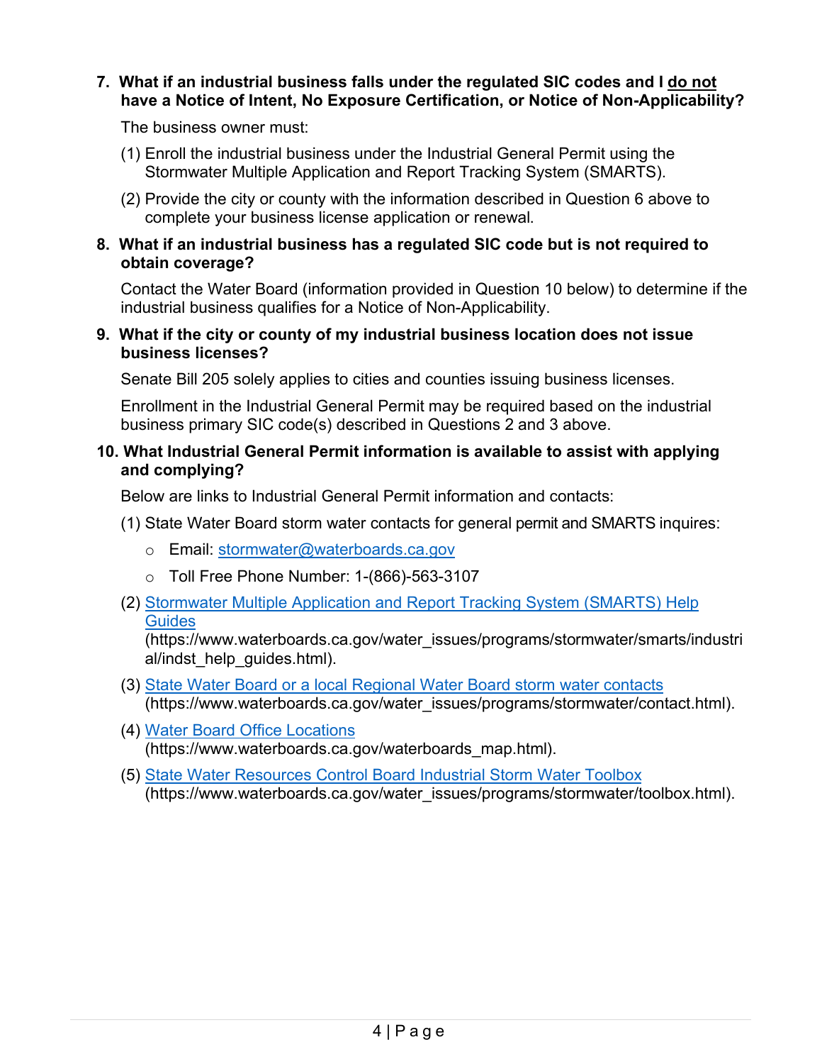**7. What if an industrial business falls under the regulated SIC codes and I do not have a Notice of Intent, No Exposure Certification, or Notice of Non-Applicability?**

The business owner must:

(1) Enroll the industrial business under the Industrial General Permit using the Stormwater Multiple Application and Report Tracking System (SMARTS).

(2) Provide the city or county with the information described in Question 6 above to complete your business license application or renewal.

**8. What if an industrial business has a regulated SIC code but is not required to obtain coverage?**

Contact the Water Board (information provided in Question 10 below) to determine if the industrial business qualifies for a Notice of Non-Applicability.

**9. What if the city or county of my industrial business location does not issue business licenses?**

Senate Bill 205 solely applies to cities and counties issuing business licenses.

Enrollment in the Industrial General Permit may be required based on the industrial business primary SIC code(s) described in Questions 2 and 3 above.

**10. What Industrial General Permit information is available to assist with applying and complying?**

Below are links to Industrial General Permit information and contacts:

(1) State Water Board storm water contacts for general permit and SMARTS inquires:

- Email: stormwater@waterboards.ca.gov
- Toll Free Phone Number: 1-(866)-563-3107

(2) Stormwater Multiple Application and Report Tracking System (SMARTS) Help Guides (https://www.waterboards.ca.gov/water_issues/programs/stormwater/smarts/industrial/indst_help_guides.html).

(3) State Water Board or a local Regional Water Board storm water contacts (https://www.waterboards.ca.gov/water_issues/programs/stormwater/contact.html).

(4) Water Board Office Locations (https://www.waterboards.ca.gov/waterboards_map.html).

(5) State Water Resources Control Board Industrial Storm Water Toolbox (https://www.waterboards.ca.gov/water_issues/programs/stormwater/toolbox.html).